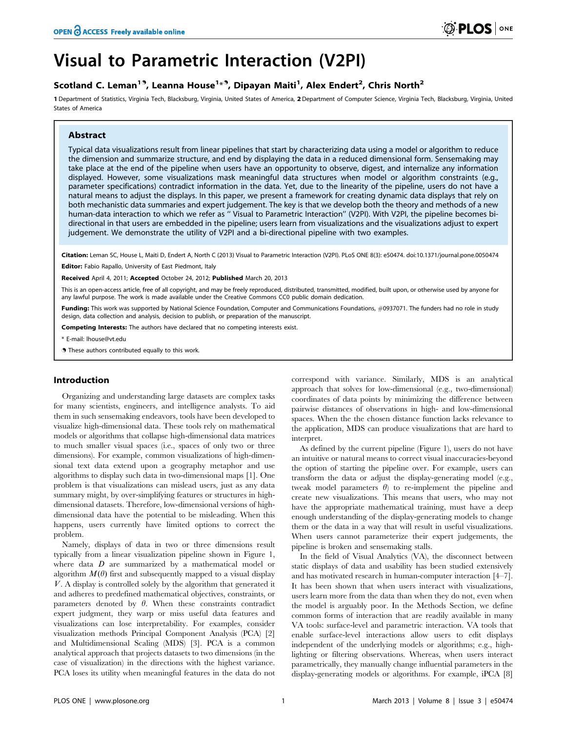# Visual to Parametric Interaction (V2PI)

**Scotland C. Leman[1¶], Leanna House[1*¶], Dipayan Maiti[1], Alex Endert[2], Chris North[2]**

**1** Department of Statistics, Virginia Tech, Blacksburg, Virginia, United States of America, **2** Department of Computer Science, Virginia Tech, Blacksburg, Virginia, United States of America

## Abstract

Typical data visualizations result from linear pipelines that start by characterizing data using a model or algorithm to reduce the dimension and summarize structure, and end by displaying the data in a reduced dimensional form. Sensemaking may take place at the end of the pipeline when users have an opportunity to observe, digest, and internalize any information displayed. However, some visualizations mask meaningful data structures when model or algorithm constraints (e.g., parameter specifications) contradict information in the data. Yet, due to the linearity of the pipeline, users do not have a natural means to adjust the displays. In this paper, we present a framework for creating dynamic data displays that rely on both mechanistic data summaries and expert judgement. The key is that we develop both the theory and methods of a new human-data interaction to which we refer as " Visual to Parametric Interaction'' (V2PI). With V2PI, the pipeline becomes bi-directional in that users are embedded in the pipeline; users learn from visualizations and the visualizations adjust to expert judgement. We demonstrate the utility of V2PI and a bi-directional pipeline with two examples.

**Citation:** Leman SC, House L, Maiti D, Endert A, North C (2013) Visual to Parametric Interaction (V2PI). PLoS ONE 8(3): e50474. doi:10.1371/journal.pone.0050474

**Editor:** Fabio Rapallo, University of East Piedmont, Italy

**Received** April 4, 2011; **Accepted** October 24, 2012; **Published** March 20, 2013

This is an open-access article, free of all copyright, and may be freely reproduced, distributed, transmitted, modified, built upon, or otherwise used by anyone for any lawful purpose. The work is made available under the Creative Commons CC0 public domain dedication.

**Funding:** This work was supported by National Science Foundation, Computer and Communications Foundations, #0937071. The funders had no role in study design, data collection and analysis, decision to publish, or preparation of the manuscript.

**Competing Interests:** The authors have declared that no competing interests exist.

\* E-mail: lhouse@vt.edu

¶ These authors contributed equally to this work.

## Introduction

Organizing and understanding large datasets are complex tasks for many scientists, engineers, and intelligence analysts. To aid them in such sensemaking endeavors, tools have been developed to visualize high-dimensional data. These tools rely on mathematical models or algorithms that collapse high-dimensional data matrices to much smaller visual spaces (i.e., spaces of only two or three dimensions). For example, common visualizations of high-dimensional text data extend upon a geography metaphor and use algorithms to display such data in two-dimensional maps [1]. One problem is that visualizations can mislead users, just as any data summary might, by over-simplifying features or structures in high-dimensional datasets. Therefore, low-dimensional versions of high-dimensional data have the potential to be misleading. When this happens, users currently have limited options to correct the problem.

Namely, displays of data in two or three dimensions result typically from a linear visualization pipeline shown in Figure 1, where data $D$ are summarized by a mathematical model or algorithm $M(\theta)$ first and subsequently mapped to a visual display $V$. A display is controlled solely by the algorithm that generated it and adheres to predefined mathematical objectives, constraints, or parameters denoted by $\theta$. When these constraints contradict expert judgment, they warp or miss useful data features and visualizations can lose interpretability. For examples, consider visualization methods Principal Component Analysis (PCA) [2] and Multidimensional Scaling (MDS) [3]. PCA is a common analytical approach that projects datasets to two dimensions (in the case of visualization) in the directions with the highest variance. PCA loses its utility when meaningful features in the data do not correspond with variance. Similarly, MDS is an analytical approach that solves for low-dimensional (e.g., two-dimensional) coordinates of data points by minimizing the difference between pairwise distances of observations in high- and low-dimensional spaces. When the the chosen distance function lacks relevance to the application, MDS can produce visualizations that are hard to interpret.

As defined by the current pipeline (Figure 1), users do not have an intuitive or natural means to correct visual inaccuracies-beyond the option of starting the pipeline over. For example, users can transform the data or adjust the display-generating model (e.g., tweak model parameters $\theta$) to re-implement the pipeline and create new visualizations. This means that users, who may not have the appropriate mathematical training, must have a deep enough understanding of the display-generating models to change them or the data in a way that will result in useful visualizations. When users cannot parameterize their expert judgements, the pipeline is broken and sensemaking stalls.

In the field of Visual Analytics (VA), the disconnect between static displays of data and usability has been studied extensively and has motivated research in human-computer interaction [4–7]. It has been shown that when users interact with visualizations, users learn more from the data than when they do not, even when the model is arguably poor. In the Methods Section, we define common forms of interaction that are readily available in many VA tools: surface-level and parametric interaction. VA tools that enable surface-level interactions allow users to edit displays independent of the underlying models or algorithms; e.g., highlighting or filtering observations. Whereas, when users interact parametrically, they manually change influential parameters in the display-generating models or algorithms. For example, iPCA [8]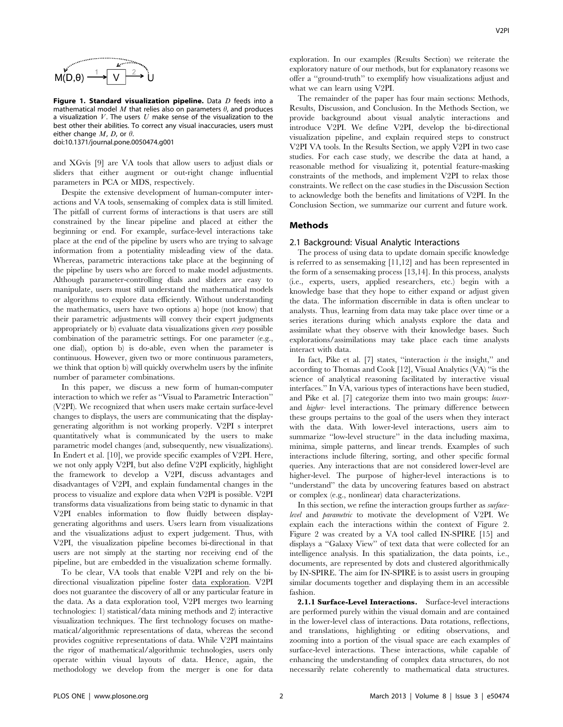M(D,θ) 1 V 2 U

**Figure 1. Standard visualization pipeline.** Data $D$ feeds into a mathematical model $M$ that relies also on parameters $\theta$, and produces a visualization $V$. The users $U$ make sense of the visualization to the best other their abilities. To correct any visual inaccuracies, users must either change $M$, $D$, or $\theta$.
doi:10.1371/journal.pone.0050474.g001

and XGvis [9] are VA tools that allow users to adjust dials or sliders that either augment or out-right change influential parameters in PCA or MDS, respectively.

Despite the extensive development of human-computer interactions and VA tools, sensemaking of complex data is still limited. The pitfall of current forms of interactions is that users are still constrained by the linear pipeline and placed at either the beginning or end. For example, surface-level interactions take place at the end of the pipeline by users who are trying to salvage information from a potentiality misleading view of the data. Whereas, parametric interactions take place at the beginning of the pipeline by users who are forced to make model adjustments. Although parameter-controlling dials and sliders are easy to manipulate, users must still understand the mathematical models or algorithms to explore data efficiently. Without understanding the mathematics, users have two options a) hope (not know) that their parametric adjustments will convey their expert judgments appropriately or b) evaluate data visualizations given *every* possible combination of the parametric settings. For one parameter (e.g., one dial), option b) is do-able, even when the parameter is continuous. However, given two or more continuous parameters, we think that option b) will quickly overwhelm users by the infinite number of parameter combinations.

In this paper, we discuss a new form of human-computer interaction to which we refer as "Visual to Parametric Interaction" (V2PI). We recognized that when users make certain surface-level changes to displays, the users are communicating that the display-generating algorithm is not working properly. V2PI s interpret quantitatively what is communicated by the users to make parametric model changes (and, subsequently, new visualizations). In Endert et al. [10], we provide specific examples of V2PI. Here, we not only apply V2PI, but also define V2PI explicitly, highlight the framework to develop a V2PI, discuss advantages and disadvantages of V2PI, and explain fundamental changes in the process to visualize and explore data when V2PI is possible. V2PI transforms data visualizations from being static to dynamic in that V2PI enables information to flow fluidly between display-generating algorithms and users. Users learn from visualizations and the visualizations adjust to expert judgement. Thus, with V2PI, the visualization pipeline becomes bi-directional in that users are not simply at the starting nor receiving end of the pipeline, but are embedded in the visualization scheme formally.

To be clear, VA tools that enable V2PI and rely on the bi-directional visualization pipeline foster data exploration. V2PI does not guarantee the discovery of all or any particular feature in the data. As a data exploration tool, V2PI merges two learning technologies: 1) statistical/data mining methods and 2) interactive visualization techniques. The first technology focuses on mathematical/algorithmic representations of data, whereas the second provides cognitive representations of data. While V2PI maintains the rigor of mathematical/algorithmic technologies, users only operate within visual layouts of data. Hence, again, the methodology we develop from the merger is one for data exploration. In our examples (Results Section) we reiterate the exploratory nature of our methods, but for explanatory reasons we offer a "ground-truth" to exemplify how visualizations adjust and what we can learn using V2PI.

The remainder of the paper has four main sections: Methods, Results, Discussion, and Conclusion. In the Methods Section, we provide background about visual analytic interactions and introduce V2PI. We define V2PI, develop the bi-directional visualization pipeline, and explain required steps to construct V2PI VA tools. In the Results Section, we apply V2PI in two case studies. For each case study, we describe the data at hand, a reasonable method for visualizing it, potential feature-masking constraints of the methods, and implement V2PI to relax those constraints. We reflect on the case studies in the Discussion Section to acknowledge both the benefits and limitations of V2PI. In the Conclusion Section, we summarize our current and future work.

## Methods

### 2.1 Background: Visual Analytic Interactions

The process of using data to update domain specific knowledge is referred to as sensemaking [11,12] and has been represented in the form of a sensemaking process [13,14]. In this process, analysts (i.e., experts, users, applied researchers, etc.) begin with a knowledge base that they hope to either expand or adjust given the data. The information discernible in data is often unclear to analysts. Thus, learning from data may take place over time or a series iterations during which analysts explore the data and assimilate what they observe with their knowledge bases. Such explorations/assimilations may take place each time analysts interact with data.

In fact, Pike et al. [7] states, "interaction *is* the insight," and according to Thomas and Cook [12], Visual Analytics (VA) "is the science of analytical reasoning facilitated by interactive visual interfaces." In VA, various types of interactions have been studied, and Pike et al. [7] categorize them into two main groups: *lower-* and *higher-* level interactions. The primary difference between these groups pertains to the goal of the users when they interact with the data. With lower-level interactions, users aim to summarize "low-level structure" in the data including maxima, minima, simple patterns, and linear trends. Examples of such interactions include filtering, sorting, and other specific formal queries. Any interactions that are not considered lower-level are higher-level. The purpose of higher-level interactions is to "understand" the data by uncovering features based on abstract or complex (e.g., nonlinear) data characterizations.

In this section, we refine the interaction groups further as *surface-level* and *parametric* to motivate the development of V2PI. We explain each the interactions within the context of Figure 2. Figure 2 was created by a VA tool called IN-SPIRE [15] and displays a "Galaxy View" of text data that were collected for an intelligence analysis. In this spatialization, the data points, i.e., documents, are represented by dots and clustered algorithmically by IN-SPIRE. The aim for IN-SPIRE is to assist users in grouping similar documents together and displaying them in an accessible fashion.

**2.1.1 Surface-Level Interactions.** Surface-level interactions are performed purely within the visual domain and are contained in the lower-level class of interactions. Data rotations, reflections, and translations, highlighting or editing observations, and zooming into a portion of the visual space are each examples of surface-level interactions. These interactions, while capable of enhancing the understanding of complex data structures, do not necessarily relate coherently to mathematical data structures.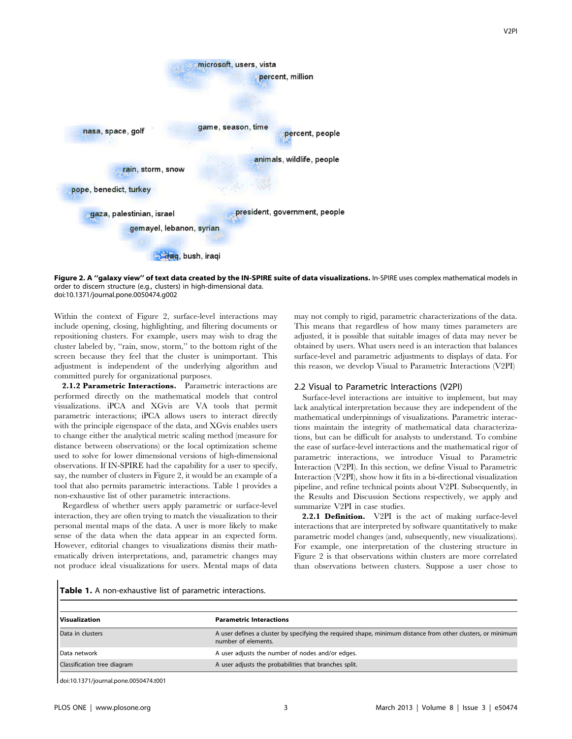microsoft, users, vista
percent, million
nasa, space, golf
game, season, time
percent, people
animals, wildlife, people
rain, storm, snow
pope, benedict, turkey
gaza, palestinian, israel
president, government, people
gemayel, lebanon, syrian
iraq, bush, iraqi

**Figure 2. A ''galaxy view'' of text data created by the IN-SPIRE suite of data visualizations.** In-SPIRE uses complex mathematical models in order to discern structure (e.g., clusters) in high-dimensional data.
doi:10.1371/journal.pone.0050474.g002

Within the context of Figure 2, surface-level interactions may include opening, closing, highlighting, and filtering documents or repositioning clusters. For example, users may wish to drag the cluster labeled by, ''rain, snow, storm,'' to the bottom right of the screen because they feel that the cluster is unimportant. This adjustment is independent of the underlying algorithm and committed purely for organizational purposes.

**2.1.2 Parametric Interactions.** Parametric interactions are performed directly on the mathematical models that control visualizations. iPCA and XGvis are VA tools that permit parametric interactions; iPCA allows users to interact directly with the principle eigenspace of the data, and XGvis enables users to change either the analytical metric scaling method (measure for distance between observations) or the local optimization scheme used to solve for lower dimensional versions of high-dimensional observations. If IN-SPIRE had the capability for a user to specify, say, the number of clusters in Figure 2, it would be an example of a tool that also permits parametric interactions. Table 1 provides a non-exhaustive list of other parametric interactions.

Regardless of whether users apply parametric or surface-level interaction, they are often trying to match the visualization to their personal mental maps of the data. A user is more likely to make sense of the data when the data appear in an expected form. However, editorial changes to visualizations dismiss their mathematically driven interpretations, and, parametric changes may not produce ideal visualizations for users. Mental maps of data may not comply to rigid, parametric characterizations of the data. This means that regardless of how many times parameters are adjusted, it is possible that suitable images of data may never be obtained by users. What users need is an interaction that balances surface-level and parametric adjustments to displays of data. For this reason, we develop Visual to Parametric Interactions (V2PI)

## 2.2 Visual to Parametric Interactions (V2PI)

Surface-level interactions are intuitive to implement, but may lack analytical interpretation because they are independent of the mathematical underpinnings of visualizations. Parametric interactions maintain the integrity of mathematical data characterizations, but can be difficult for analysts to understand. To combine the ease of surface-level interactions and the mathematical rigor of parametric interactions, we introduce Visual to Parametric Interaction (V2PI). In this section, we define Visual to Parametric Interaction (V2PI), show how it fits in a bi-directional visualization pipeline, and refine technical points about V2PI. Subsequently, in the Results and Discussion Sections respectively, we apply and summarize V2PI in case studies.

**2.2.1 Definition.** V2PI is the act of making surface-level interactions that are interpreted by software quantitatively to make parametric model changes (and, subsequently, new visualizations). For example, one interpretation of the clustering structure in Figure 2 is that observations within clusters are more correlated than observations between clusters. Suppose a user chose to

**Table 1.** A non-exhaustive list of parametric interactions.

| Visualization | Parametric Interactions |
|---|---|
| Data in clusters | A user defines a cluster by specifying the required shape, minimum distance from other clusters, or minimum number of elements. |
| Data network | A user adjusts the number of nodes and/or edges. |
| Classification tree diagram | A user adjusts the probabilities that branches split. |

doi:10.1371/journal.pone.0050474.t001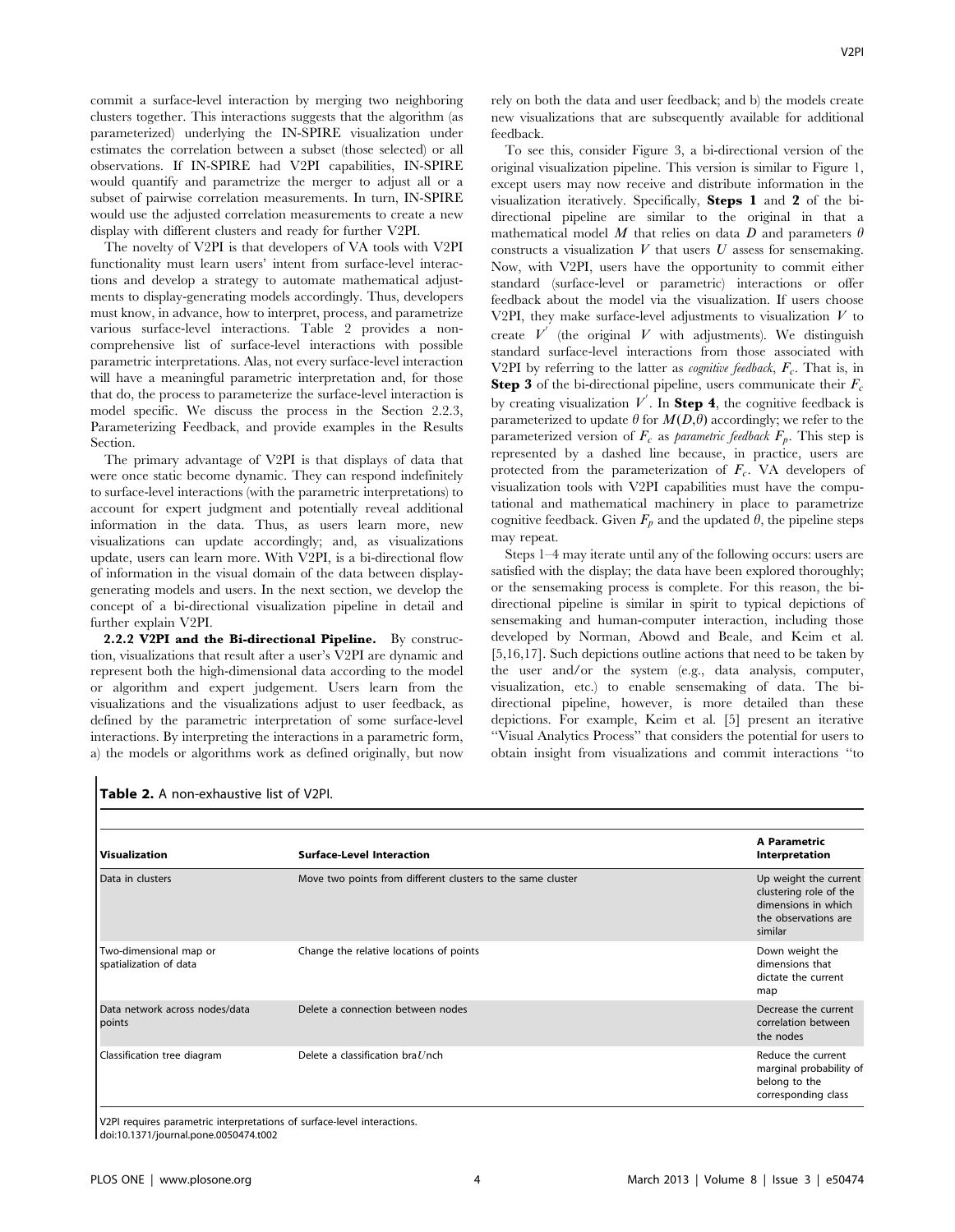commit a surface-level interaction by merging two neighboring clusters together. This interactions suggests that the algorithm (as parameterized) underlying the IN-SPIRE visualization under estimates the correlation between a subset (those selected) or all observations. If IN-SPIRE had V2PI capabilities, IN-SPIRE would quantify and parametrize the merger to adjust all or a subset of pairwise correlation measurements. In turn, IN-SPIRE would use the adjusted correlation measurements to create a new display with different clusters and ready for further V2PI.

The novelty of V2PI is that developers of VA tools with V2PI functionality must learn users' intent from surface-level interactions and develop a strategy to automate mathematical adjustments to display-generating models accordingly. Thus, developers must know, in advance, how to interpret, process, and parametrize various surface-level interactions. Table 2 provides a non-comprehensive list of surface-level interactions with possible parametric interpretations. Alas, not every surface-level interaction will have a meaningful parametric interpretation and, for those that do, the process to parameterize the surface-level interaction is model specific. We discuss the process in the Section 2.2.3, Parameterizing Feedback, and provide examples in the Results Section.

The primary advantage of V2PI is that displays of data that were once static become dynamic. They can respond indefinitely to surface-level interactions (with the parametric interpretations) to account for expert judgment and potentially reveal additional information in the data. Thus, as users learn more, new visualizations can update accordingly; and, as visualizations update, users can learn more. With V2PI, is a bi-directional flow of information in the visual domain of the data between display-generating models and users. In the next section, we develop the concept of a bi-directional visualization pipeline in detail and further explain V2PI.

**2.2.2 V2PI and the Bi-directional Pipeline.** By construction, visualizations that result after a user's V2PI are dynamic and represent both the high-dimensional data according to the model or algorithm and expert judgement. Users learn from the visualizations and the visualizations adjust to user feedback, as defined by the parametric interpretation of some surface-level interactions. By interpreting the interactions in a parametric form, a) the models or algorithms work as defined originally, but now rely on both the data and user feedback; and b) the models create new visualizations that are subsequently available for additional feedback.

To see this, consider Figure 3, a bi-directional version of the original visualization pipeline. This version is similar to Figure 1, except users may now receive and distribute information in the visualization iteratively. Specifically, **Steps 1** and **2** of the bi-directional pipeline are similar to the original in that a mathematical model $M$ that relies on data $D$ and parameters $\theta$ constructs a visualization $V$ that users $U$ assess for sensemaking. Now, with V2PI, users have the opportunity to commit either standard (surface-level or parametric) interactions or offer feedback about the model via the visualization. If users choose V2PI, they make surface-level adjustments to visualization $V$ to create $V'$ (the original $V$ with adjustments). We distinguish standard surface-level interactions from those associated with V2PI by referring to the latter as *cognitive feedback*, $F_c$. That is, in **Step 3** of the bi-directional pipeline, users communicate their $F_c$ by creating visualization $V'$. In **Step 4**, the cognitive feedback is parameterized to update $\theta$ for $M(D,\theta)$ accordingly; we refer to the parameterized version of $F_c$ as *parametric feedback* $F_p$. This step is represented by a dashed line because, in practice, users are protected from the parameterization of $F_c$. VA developers of visualization tools with V2PI capabilities must have the computational and mathematical machinery in place to parametrize cognitive feedback. Given $F_p$ and the updated $\theta$, the pipeline steps may repeat.

Steps 1–4 may iterate until any of the following occurs: users are satisfied with the display; the data have been explored thoroughly; or the sensemaking process is complete. For this reason, the bi-directional pipeline is similar in spirit to typical depictions of sensemaking and human-computer interaction, including those developed by Norman, Abowd and Beale, and Keim et al. [5,16,17]. Such depictions outline actions that need to be taken by the user and/or the system (e.g., data analysis, computer, visualization, etc.) to enable sensemaking of data. The bi-directional pipeline, however, is more detailed than these depictions. For example, Keim et al. [5] present an iterative "Visual Analytics Process" that considers the potential for users to obtain insight from visualizations and commit interactions "to

**Table 2.** A non-exhaustive list of V2PI.

| Visualization | Surface-Level Interaction | A Parametric Interpretation |
|---|---|---|
| Data in clusters | Move two points from different clusters to the same cluster | Up weight the current clustering role of the dimensions in which the observations are similar |
| Two-dimensional map or spatialization of data | Change the relative locations of points | Down weight the dimensions that dictate the current map |
| Data network across nodes/data points | Delete a connection between nodes | Decrease the current correlation between the nodes |
| Classification tree diagram | Delete a classification bra*U*nch | Reduce the current marginal probability of belong to the corresponding class |

V2PI requires parametric interpretations of surface-level interactions.
doi:10.1371/journal.pone.0050474.t002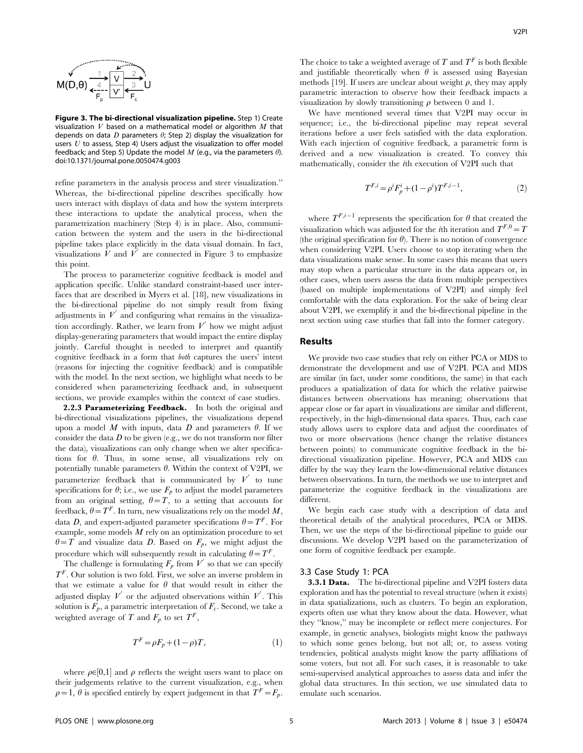M(D,θ)
1
2
4
3
V
V'
U
$F_p$
$F_c$

**Figure 3. The bi-directional visualization pipeline.** Step 1) Create visualization $V$ based on a mathematical model or algorithm $M$ that depends on data $D$ parameters $\theta$; Step 2) display the visualization for users $U$ to assess, Step 4) Users adjust the visualization to offer model feedback; and Step 5) Update the model $M$ (e.g., via the parameters $\theta$). doi:10.1371/journal.pone.0050474.g003

refine parameters in the analysis process and steer visualization." Whereas, the bi-directional pipeline describes specifically how users interact with displays of data and how the system interprets these interactions to update the analytical process, when the parametrization machinery (Step 4) is in place. Also, communication between the system and the users in the bi-directional pipeline takes place explicitly in the data visual domain. In fact, visualizations $V$ and $V'$ are connected in Figure 3 to emphasize this point.

The process to parameterize cognitive feedback is model and application specific. Unlike standard constraint-based user interfaces that are described in Myers et al. [18], new visualizations in the bi-directional pipeline do not simply result from fixing adjustments in $V'$ and configuring what remains in the visualization accordingly. Rather, we learn from $V'$ how we might adjust display-generating parameters that would impact the entire display jointly. Careful thought is needed to interpret and quantify cognitive feedback in a form that *both* captures the users' intent (reasons for injecting the cognitive feedback) and is compatible with the model. In the next section, we highlight what needs to be considered when parameterizing feedback and, in subsequent sections, we provide examples within the context of case studies.

**2.2.3 Parameterizing Feedback.** In both the original and bi-directional visualizations pipelines, the visualizations depend upon a model $M$ with inputs, data $D$ and parameters $\theta$. If we consider the data $D$ to be given (e.g., we do not transform nor filter the data), visualizations can only change when we alter specifications for $\theta$. Thus, in some sense, all visualizations rely on potentially tunable parameters $\theta$. Within the context of V2PI, we parameterize feedback that is communicated by $V'$ to tune specifications for $\theta$; i.e., we use $F_p$ to adjust the model parameters from an original setting, $\theta = T$, to a setting that accounts for feedback, $\theta = T^F$. In turn, new visualizations rely on the model $M$, data $D$, and expert-adjusted parameter specifications $\theta = T^F$. For example, some models $M$ rely on an optimization procedure to set $\theta = T$ and visualize data $D$. Based on $F_p$, we might adjust the procedure which will subsequently result in calculating $\theta = T^F$.

The challenge is formulating $F_p$ from $V'$ so that we can specify $T^F$. Our solution is two fold. First, we solve an inverse problem in that we estimate a value for $\theta$ that would result in either the adjusted display $V'$ or the adjusted observations within $V'$. This solution is $F_p$, a parametric interpretation of $F_c$. Second, we take a weighted average of $T$ and $F_p$ to set $T^F$,

$$T^F = \rho F_p + (1-\rho)T, \tag{1}$$

where $\rho \in [0,1]$ and $\rho$ reflects the weight users want to place on their judgements relative to the current visualization, e.g., when $\rho = 1$, $\theta$ is specified entirely by expert judgement in that $T^F = F_p$.

The choice to take a weighted average of $T$ and $T^F$ is both flexible and justifiable theoretically when $\theta$ is assessed using Bayesian methods [19]. If users are unclear about weight $\rho$, they may apply parametric interaction to observe how their feedback impacts a visualization by slowly transitioning $\rho$ between 0 and 1.

We have mentioned several times that V2PI may occur in sequence; i.e., the bi-directional pipeline may repeat several iterations before a user feels satisfied with the data exploration. With each injection of cognitive feedback, a parametric form is derived and a new visualization is created. To convey this mathematically, consider the $i$th execution of V2PI such that

$$T^{F,i} = \rho^i F_p^i + (1-\rho^i)T^{F,i-1}, \tag{2}$$

where $T^{F,i-1}$ represents the specification for $\theta$ that created the visualization which was adjusted for the $i$th iteration and $T^{F,0} = T$ (the original specification for $\theta$). There is no notion of convergence when considering V2PI. Users choose to stop iterating when the data visualizations make sense. In some cases this means that users may stop when a particular structure in the data appears or, in other cases, when users assess the data from multiple perspectives (based on multiple implementations of V2PI) and simply feel comfortable with the data exploration. For the sake of being clear about V2PI, we exemplify it and the bi-directional pipeline in the next section using case studies that fall into the former category.

## Results

We provide two case studies that rely on either PCA or MDS to demonstrate the development and use of V2PI. PCA and MDS are similar (in fact, under some conditions, the same) in that each produces a spatialization of data for which the relative pairwise distances between observations has meaning; observations that appear close or far apart in visualizations are similar and different, respectively, in the high-dimensional data spaces. Thus, each case study allows users to explore data and adjust the coordinates of two or more observations (hence change the relative distances between points) to communicate cognitive feedback in the bi-directional visualization pipeline. However, PCA and MDS can differ by the way they learn the low-dimensional relative distances between observations. In turn, the methods we use to interpret and parameterize the cognitive feedback in the visualizations are different.

We begin each case study with a description of data and theoretical details of the analytical procedures, PCA or MDS. Then, we use the steps of the bi-directional pipeline to guide our discussions. We develop V2PI based on the parameterization of one form of cognitive feedback per example.

### 3.3 Case Study 1: PCA

**3.3.1 Data.** The bi-directional pipeline and V2PI fosters data exploration and has the potential to reveal structure (when it exists) in data spatializations, such as clusters. To begin an exploration, experts often use what they know about the data. However, what they "know," may be incomplete or reflect mere conjectures. For example, in genetic analyses, biologists might know the pathways to which some genes belong, but not all; or, to assess voting tendencies, political analysts might know the party affiliations of some voters, but not all. For such cases, it is reasonable to take semi-supervised analytical approaches to assess data and infer the global data structures. In this section, we use simulated data to emulate such scenarios.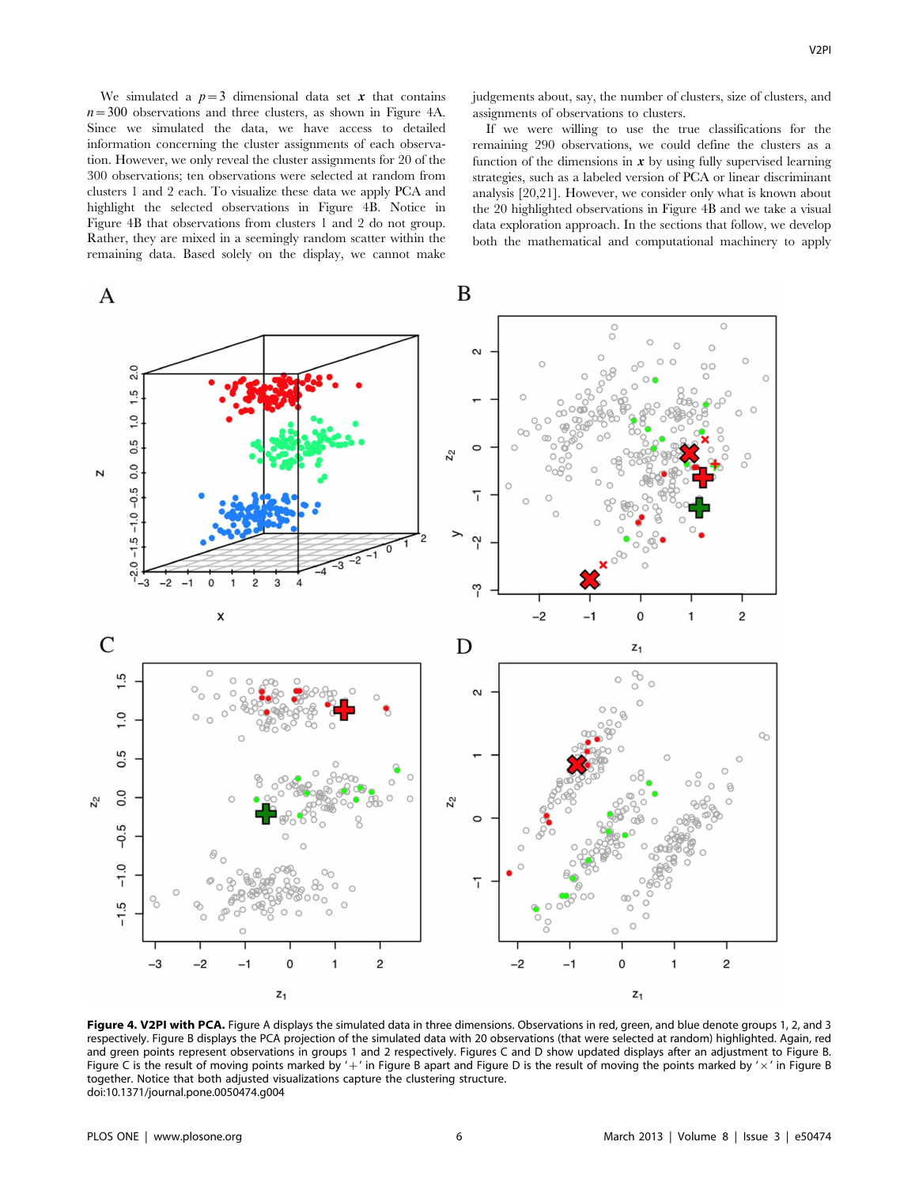We simulated a $p=3$ dimensional data set $\boldsymbol{x}$ that contains $n=300$ observations and three clusters, as shown in Figure 4A. Since we simulated the data, we have access to detailed information concerning the cluster assignments of each observation. However, we only reveal the cluster assignments for 20 of the 300 observations; ten observations were selected at random from clusters 1 and 2 each. To visualize these data we apply PCA and highlight the selected observations in Figure 4B. Notice in Figure 4B that observations from clusters 1 and 2 do not group. Rather, they are mixed in a seemingly random scatter within the remaining data. Based solely on the display, we cannot make judgements about, say, the number of clusters, size of clusters, and assignments of observations to clusters.

If we were willing to use the true classifications for the remaining 290 observations, we could define the clusters as a function of the dimensions in $\boldsymbol{x}$ by using fully supervised learning strategies, such as a labeled version of PCA or linear discriminant analysis [20,21]. However, we consider only what is known about the 20 highlighted observations in Figure 4B and we take a visual data exploration approach. In the sections that follow, we develop both the mathematical and computational machinery to apply

A

z
2.0
1.5
1.0
0.5
0.0
−0.5
−1.0
−1.5
−2.0
−3 −2 −1 0 1 2 3 4
x
y
−4 −3 −2 −1 0 1 2

B

$z_2$
2
1
0
−1
−2
−3
−2 −1 0 1 2
$z_1$

C

$z_2$
1.5
1.0
0.5
0.0
−0.5
−1.0
−1.5
−3 −2 −1 0 1 2
$z_1$

D

$z_2$
2
1
0
−1
−2 −1 0 1 2
$z_1$

**Figure 4. V2PI with PCA.** Figure A displays the simulated data in three dimensions. Observations in red, green, and blue denote groups 1, 2, and 3 respectively. Figure B displays the PCA projection of the simulated data with 20 observations (that were selected at random) highlighted. Again, red and green points represent observations in groups 1 and 2 respectively. Figures C and D show updated displays after an adjustment to Figure B. Figure C is the result of moving points marked by '+' in Figure B apart and Figure D is the result of moving the points marked by '×' in Figure B together. Notice that both adjusted visualizations capture the clustering structure.
doi:10.1371/journal.pone.0050474.g004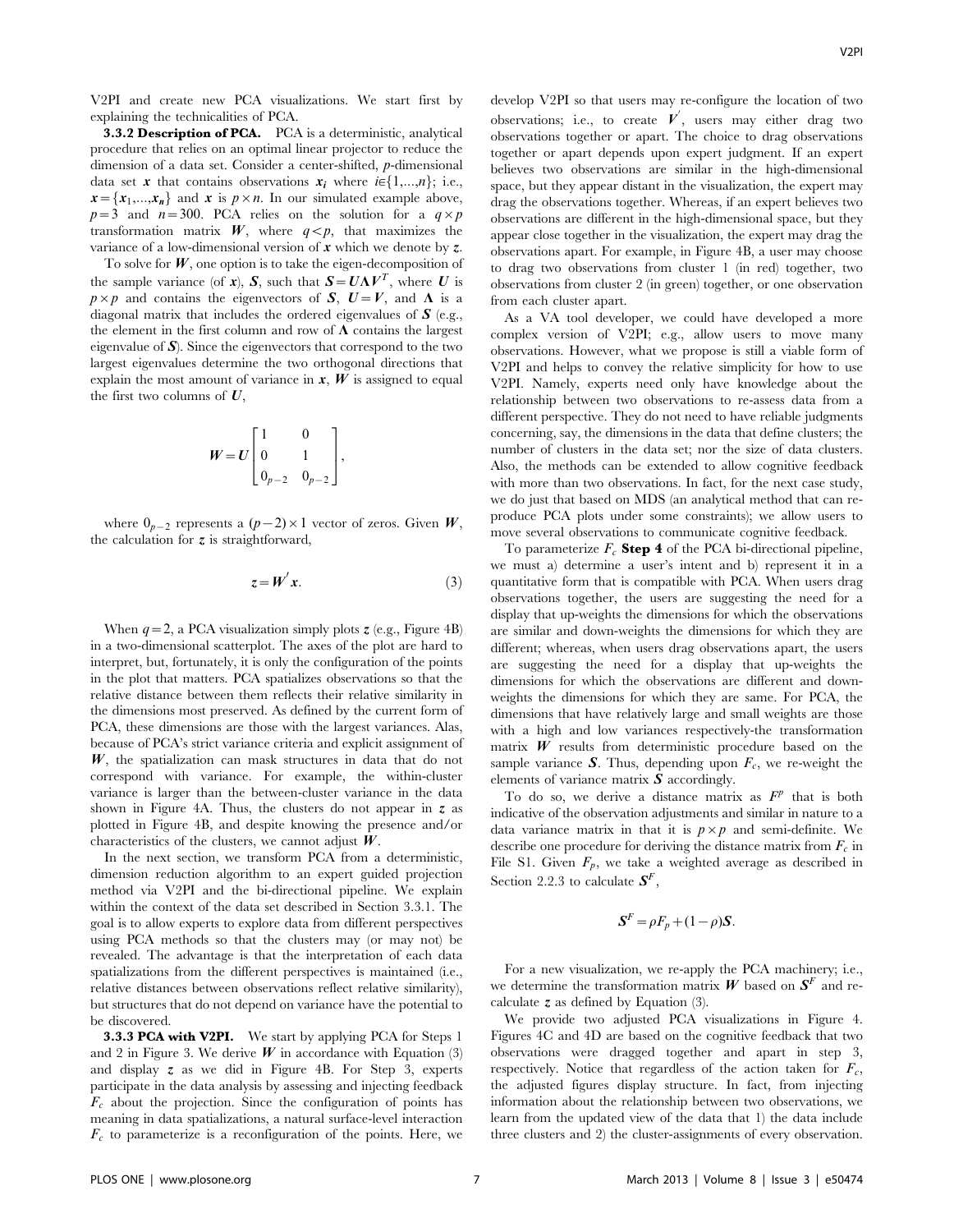V2PI and create new PCA visualizations. We start first by explaining the technicalities of PCA.

**3.3.2 Description of PCA.** PCA is a deterministic, analytical procedure that relies on an optimal linear projector to reduce the dimension of a data set. Consider a center-shifted, $p$-dimensional data set $\boldsymbol{x}$ that contains observations $\boldsymbol{x_i}$ where $i \in \{1,...,n\}$; i.e., $\boldsymbol{x} = \{\boldsymbol{x_1},...,\boldsymbol{x_n}\}$ and $\boldsymbol{x}$ is $p \times n$. In our simulated example above, $p = 3$ and $n = 300$. PCA relies on the solution for a $q \times p$ transformation matrix $\boldsymbol{W}$, where $q < p$, that maximizes the variance of a low-dimensional version of $\boldsymbol{x}$ which we denote by $\boldsymbol{z}$.

To solve for $\boldsymbol{W}$, one option is to take the eigen-decomposition of the sample variance (of $\boldsymbol{x}$), $\boldsymbol{S}$, such that $\boldsymbol{S} = \boldsymbol{U}\boldsymbol{\Lambda}\boldsymbol{V}^T$, where $\boldsymbol{U}$ is $p \times p$ and contains the eigenvectors of $\boldsymbol{S}$, $\boldsymbol{U} = \boldsymbol{V}$, and $\boldsymbol{\Lambda}$ is a diagonal matrix that includes the ordered eigenvalues of $\boldsymbol{S}$ (e.g., the element in the first column and row of $\boldsymbol{\Lambda}$ contains the largest eigenvalue of $\boldsymbol{S}$). Since the eigenvectors that correspond to the two largest eigenvalues determine the two orthogonal directions that explain the most amount of variance in $\boldsymbol{x}$, $\boldsymbol{W}$ is assigned to equal the first two columns of $\boldsymbol{U}$,

$$\boldsymbol{W} = \boldsymbol{U} \begin{bmatrix} 1 & 0 \\ 0 & 1 \\ 0_{p-2} & 0_{p-2} \end{bmatrix},$$

where $0_{p-2}$ represents a $(p-2) \times 1$ vector of zeros. Given $\boldsymbol{W}$, the calculation for $\boldsymbol{z}$ is straightforward,

$$\boldsymbol{z} = \boldsymbol{W}'\boldsymbol{x}. \tag{3}$$

When $q = 2$, a PCA visualization simply plots $\boldsymbol{z}$ (e.g., Figure 4B) in a two-dimensional scatterplot. The axes of the plot are hard to interpret, but, fortunately, it is only the configuration of the points in the plot that matters. PCA spatializes observations so that the relative distance between them reflects their relative similarity in the dimensions most preserved. As defined by the current form of PCA, these dimensions are those with the largest variances. Alas, because of PCA's strict variance criteria and explicit assignment of $\boldsymbol{W}$, the spatialization can mask structures in data that do not correspond with variance. For example, the within-cluster variance is larger than the between-cluster variance in the data shown in Figure 4A. Thus, the clusters do not appear in $\boldsymbol{z}$ as plotted in Figure 4B, and despite knowing the presence and/or characteristics of the clusters, we cannot adjust $\boldsymbol{W}$.

In the next section, we transform PCA from a deterministic, dimension reduction algorithm to an expert guided projection method via V2PI and the bi-directional pipeline. We explain within the context of the data set described in Section 3.3.1. The goal is to allow experts to explore data from different perspectives using PCA methods so that the clusters may (or may not) be revealed. The advantage is that the interpretation of each data spatializations from the different perspectives is maintained (i.e., relative distances between observations reflect relative similarity), but structures that do not depend on variance have the potential to be discovered.

**3.3.3 PCA with V2PI.** We start by applying PCA for Steps 1 and 2 in Figure 3. We derive $\boldsymbol{W}$ in accordance with Equation (3) and display $\boldsymbol{z}$ as we did in Figure 4B. For Step 3, experts participate in the data analysis by assessing and injecting feedback $F_c$ about the projection. Since the configuration of points has meaning in data spatializations, a natural surface-level interaction $F_c$ to parameterize is a reconfiguration of the points. Here, we develop V2PI so that users may re-configure the location of two observations; i.e., to create $\boldsymbol{V}'$, users may either drag two observations together or apart. The choice to drag observations together or apart depends upon expert judgment. If an expert believes two observations are similar in the high-dimensional space, but they appear distant in the visualization, the expert may drag the observations together. Whereas, if an expert believes two observations are different in the high-dimensional space, but they appear close together in the visualization, the expert may drag the observations apart. For example, in Figure 4B, a user may choose to drag two observations from cluster 1 (in red) together, two observations from cluster 2 (in green) together, or one observation from each cluster apart.

As a VA tool developer, we could have developed a more complex version of V2PI; e.g., allow users to move many observations. However, what we propose is still a viable form of V2PI and helps to convey the relative simplicity for how to use V2PI. Namely, experts need only have knowledge about the relationship between two observations to re-assess data from a different perspective. They do not need to have reliable judgments concerning, say, the dimensions in the data that define clusters; the number of clusters in the data set; nor the size of data clusters. Also, the methods can be extended to allow cognitive feedback with more than two observations. In fact, for the next case study, we do just that based on MDS (an analytical method that can reproduce PCA plots under some constraints); we allow users to move several observations to communicate cognitive feedback.

To parameterize $F_c$ **Step 4** of the PCA bi-directional pipeline, we must a) determine a user's intent and b) represent it in a quantitative form that is compatible with PCA. When users drag observations together, the users are suggesting the need for a display that up-weights the dimensions for which the observations are similar and down-weights the dimensions for which they are different; whereas, when users drag observations apart, the users are suggesting the need for a display that up-weights the dimensions for which the observations are different and down-weights the dimensions for which they are same. For PCA, the dimensions that have relatively large and small weights are those with a high and low variances respectively-the transformation matrix $\boldsymbol{W}$ results from deterministic procedure based on the sample variance $\boldsymbol{S}$. Thus, depending upon $F_c$, we re-weight the elements of variance matrix $\boldsymbol{S}$ accordingly.

To do so, we derive a distance matrix as $F^p$ that is both indicative of the observation adjustments and similar in nature to a data variance matrix in that it is $p \times p$ and semi-definite. We describe one procedure for deriving the distance matrix from $F_c$ in File S1. Given $F_p$, we take a weighted average as described in Section 2.2.3 to calculate $\boldsymbol{S}^F$,

$$\boldsymbol{S}^F = \rho F_p + (1-\rho)\boldsymbol{S}.$$

For a new visualization, we re-apply the PCA machinery; i.e., we determine the transformation matrix $\boldsymbol{W}$ based on $\boldsymbol{S}^F$ and re-calculate $\boldsymbol{z}$ as defined by Equation (3).

We provide two adjusted PCA visualizations in Figure 4. Figures 4C and 4D are based on the cognitive feedback that two observations were dragged together and apart in step 3, respectively. Notice that regardless of the action taken for $F_c$, the adjusted figures display structure. In fact, from injecting information about the relationship between two observations, we learn from the updated view of the data that 1) the data include three clusters and 2) the cluster-assignments of every observation.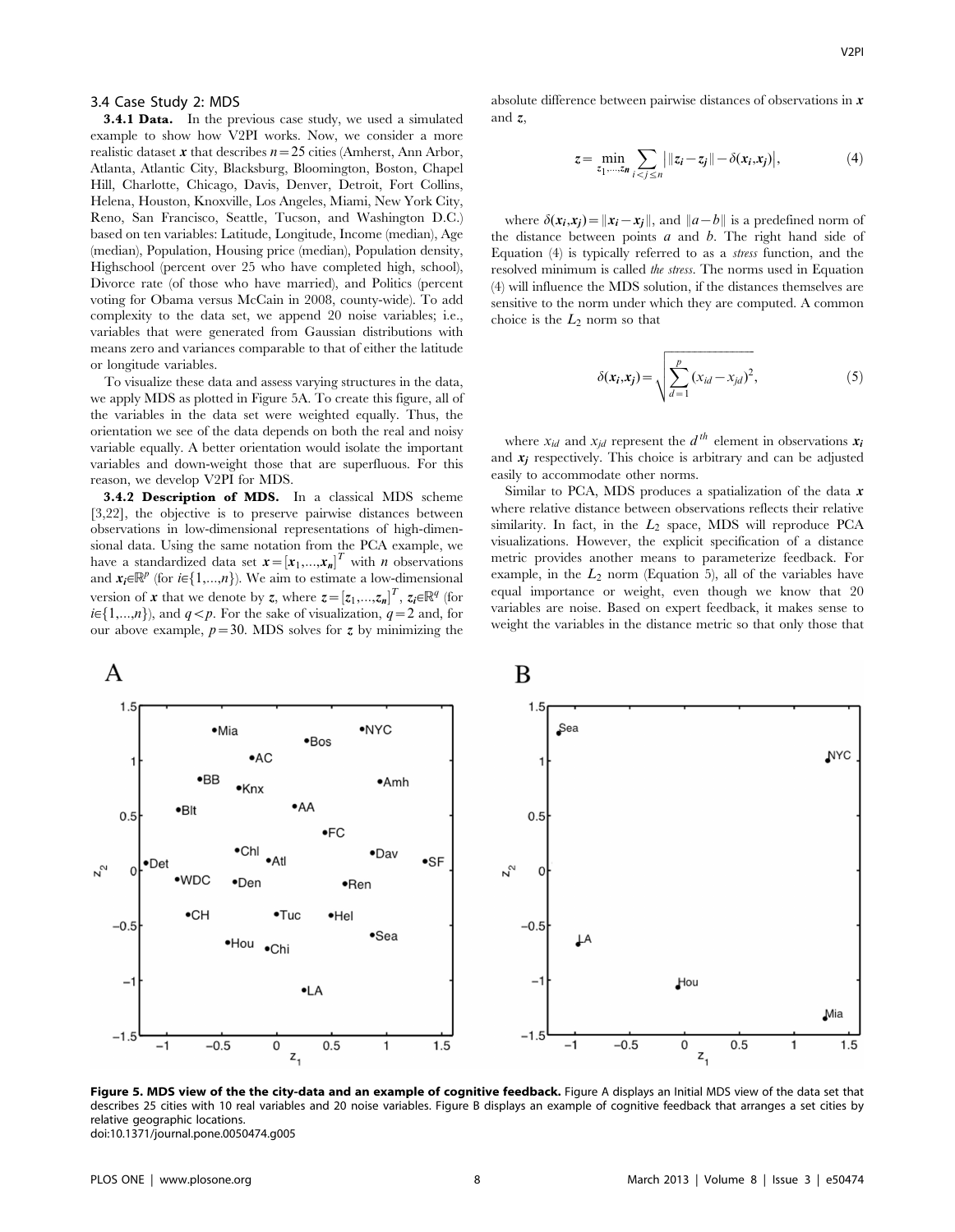### 3.4 Case Study 2: MDS

**3.4.1 Data.** In the previous case study, we used a simulated example to show how V2PI works. Now, we consider a more realistic dataset $\boldsymbol{x}$ that describes $n=25$ cities (Amherst, Ann Arbor, Atlanta, Atlantic City, Blacksburg, Bloomington, Boston, Chapel Hill, Charlotte, Chicago, Davis, Denver, Detroit, Fort Collins, Helena, Houston, Knoxville, Los Angeles, Miami, New York City, Reno, San Francisco, Seattle, Tucson, and Washington D.C.) based on ten variables: Latitude, Longitude, Income (median), Age (median), Population, Housing price (median), Population density, Highschool (percent over 25 who have completed high, school), Divorce rate (of those who have married), and Politics (percent voting for Obama versus McCain in 2008, county-wide). To add complexity to the data set, we append 20 noise variables; i.e., variables that were generated from Gaussian distributions with means zero and variances comparable to that of either the latitude or longitude variables.

To visualize these data and assess varying structures in the data, we apply MDS as plotted in Figure 5A. To create this figure, all of the variables in the data set were weighted equally. Thus, the orientation we see of the data depends on both the real and noisy variable equally. A better orientation would isolate the important variables and down-weight those that are superfluous. For this reason, we develop V2PI for MDS.

**3.4.2 Description of MDS.** In a classical MDS scheme [3,22], the objective is to preserve pairwise distances between observations in low-dimensional representations of high-dimensional data. Using the same notation from the PCA example, we have a standardized data set $\boldsymbol{x}=[\boldsymbol{x}_1,\ldots,\boldsymbol{x}_n]^T$ with $n$ observations and $\boldsymbol{x}_i \in \mathbb{R}^p$ (for $i \in \{1,\ldots,n\}$). We aim to estimate a low-dimensional version of $\boldsymbol{x}$ that we denote by $\boldsymbol{z}$, where $\boldsymbol{z}=[\boldsymbol{z}_1,\ldots,\boldsymbol{z}_n]^T$, $\boldsymbol{z}_i \in \mathbb{R}^q$ (for $i \in \{1,\ldots,n\}$), and $q<p$. For the sake of visualization, $q=2$ and, for our above example, $p=30$. MDS solves for $\boldsymbol{z}$ by minimizing the absolute difference between pairwise distances of observations in $\boldsymbol{x}$ and $\boldsymbol{z}$,

$$\boldsymbol{z}=\min_{\boldsymbol{z}_1,\ldots,\boldsymbol{z}_n} \sum_{i<j\le n} \left| \|\boldsymbol{z}_i-\boldsymbol{z}_j\| - \delta(\boldsymbol{x}_i,\boldsymbol{x}_j) \right|, \quad (4)$$

where $\delta(\boldsymbol{x}_i,\boldsymbol{x}_j)=\|\boldsymbol{x}_i-\boldsymbol{x}_j\|$, and $\|a-b\|$ is a predefined norm of the distance between points $a$ and $b$. The right hand side of Equation (4) is typically referred to as a *stress* function, and the resolved minimum is called *the stress*. The norms used in Equation (4) will influence the MDS solution, if the distances themselves are sensitive to the norm under which they are computed. A common choice is the $L_2$ norm so that

$$\delta(\boldsymbol{x}_i,\boldsymbol{x}_j)=\sqrt{\sum_{d=1}^{p}(x_{id}-x_{jd})^2}, \quad (5)$$

where $x_{id}$ and $x_{jd}$ represent the $d^{th}$ element in observations $\boldsymbol{x}_i$ and $\boldsymbol{x}_j$ respectively. This choice is arbitrary and can be adjusted easily to accommodate other norms.

Similar to PCA, MDS produces a spatialization of the data $\boldsymbol{x}$ where relative distance between observations reflects their relative similarity. In fact, in the $L_2$ space, MDS will reproduce PCA visualizations. However, the explicit specification of a distance metric provides another means to parameterize feedback. For example, in the $L_2$ norm (Equation 5), all of the variables have equal importance or weight, even though we know that 20 variables are noise. Based on expert feedback, it makes sense to weight the variables in the distance metric so that only those that

A

Mia, NYC, Bos, AC, BB, Amh, Knx, Blt, AA, FC, Chl, Dav, Det, Atl, SF, WDC, Den, Ren, CH, Tuc, Hel, Sea, Hou, Chi, LA

$z_1$, $z_2$

1.5, 1, 0.5, 0, −0.5, −1, −1.5

−1, −0.5, 0, 0.5, 1, 1.5

B

Sea, NYC, LA, Hou, Mia

$z_1$, $z_2$

1.5, 1, 0.5, 0, −0.5, −1, −1.5

−1, −0.5, 0, 0.5, 1, 1.5

**Figure 5. MDS view of the the city-data and an example of cognitive feedback.** Figure A displays an Initial MDS view of the data set that describes 25 cities with 10 real variables and 20 noise variables. Figure B displays an example of cognitive feedback that arranges a set cities by relative geographic locations.
doi:10.1371/journal.pone.0050474.g005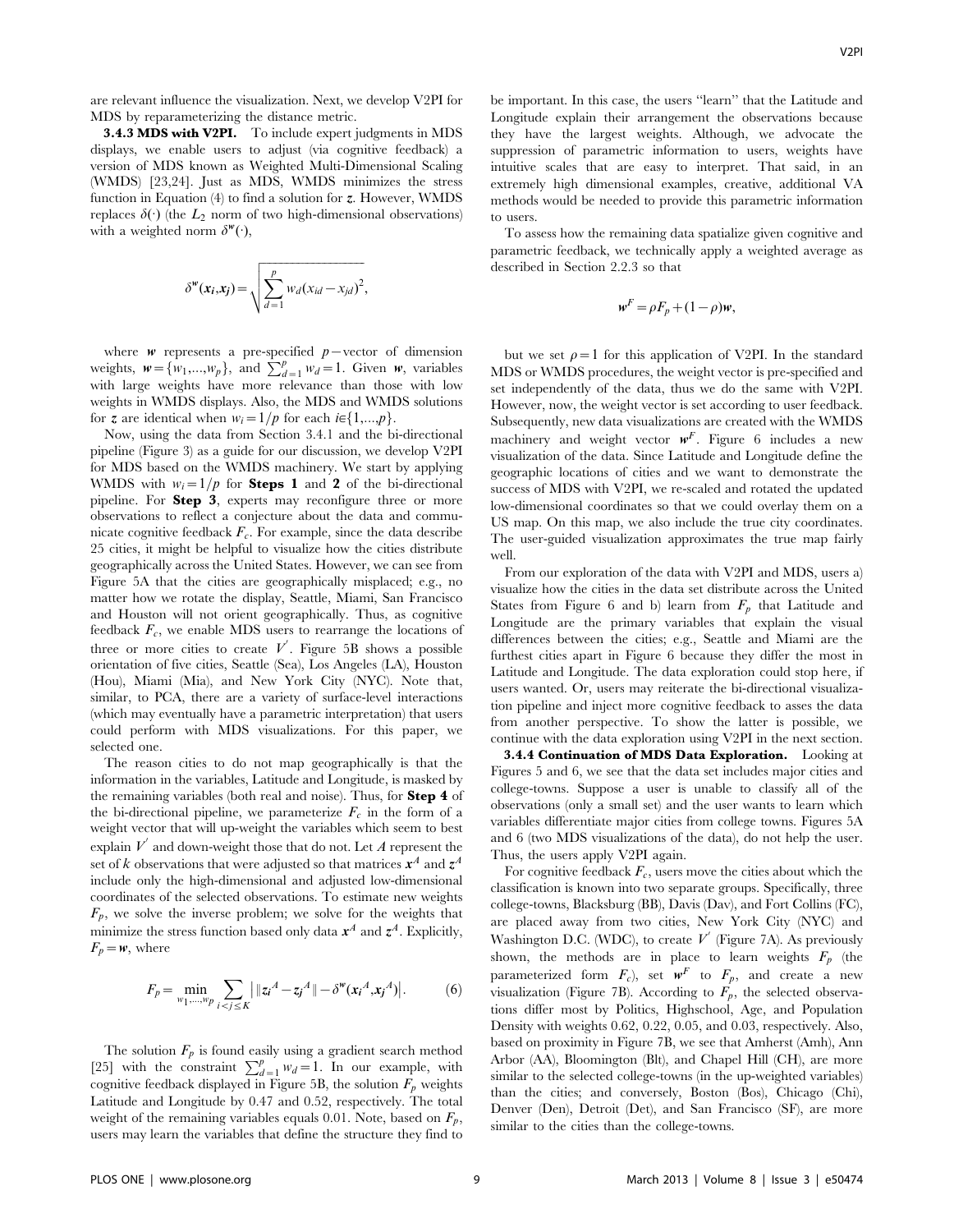are relevant influence the visualization. Next, we develop V2PI for MDS by reparameterizing the distance metric.

**3.4.3 MDS with V2PI.** To include expert judgments in MDS displays, we enable users to adjust (via cognitive feedback) a version of MDS known as Weighted Multi-Dimensional Scaling (WMDS) [23,24]. Just as MDS, WMDS minimizes the stress function in Equation (4) to find a solution for $\boldsymbol{z}$. However, WMDS replaces $\delta(\cdot)$ (the $L_2$ norm of two high-dimensional observations) with a weighted norm $\delta^{\boldsymbol{w}}(\cdot)$,

$$\delta^{\boldsymbol{w}}(\boldsymbol{x_i},\boldsymbol{x_j}) = \sqrt{\sum_{d=1}^{p} w_d (x_{id} - x_{jd})^2},$$

where $\boldsymbol{w}$ represents a pre-specified $p-$vector of dimension weights, $\boldsymbol{w} = \{w_1,...,w_p\}$, and $\sum_{d=1}^{p} w_d = 1$. Given $\boldsymbol{w}$, variables with large weights have more relevance than those with low weights in WMDS displays. Also, the MDS and WMDS solutions for $\boldsymbol{z}$ are identical when $w_i = 1/p$ for each $i \in \{1,...,p\}$.

Now, using the data from Section 3.4.1 and the bi-directional pipeline (Figure 3) as a guide for our discussion, we develop V2PI for MDS based on the WMDS machinery. We start by applying WMDS with $w_i = 1/p$ for **Steps 1** and **2** of the bi-directional pipeline. For **Step 3**, experts may reconfigure three or more observations to reflect a conjecture about the data and communicate cognitive feedback $F_c$. For example, since the data describe 25 cities, it might be helpful to visualize how the cities distribute geographically across the United States. However, we can see from Figure 5A that the cities are geographically misplaced; e.g., no matter how we rotate the display, Seattle, Miami, San Francisco and Houston will not orient geographically. Thus, as cognitive feedback $F_c$, we enable MDS users to rearrange the locations of three or more cities to create $V'$. Figure 5B shows a possible orientation of five cities, Seattle (Sea), Los Angeles (LA), Houston (Hou), Miami (Mia), and New York City (NYC). Note that, similar, to PCA, there are a variety of surface-level interactions (which may eventually have a parametric interpretation) that users could perform with MDS visualizations. For this paper, we selected one.

The reason cities to do not map geographically is that the information in the variables, Latitude and Longitude, is masked by the remaining variables (both real and noise). Thus, for **Step 4** of the bi-directional pipeline, we parameterize $F_c$ in the form of a weight vector that will up-weight the variables which seem to best explain $V'$ and down-weight those that do not. Let $A$ represent the set of $k$ observations that were adjusted so that matrices $\boldsymbol{x}^A$ and $\boldsymbol{z}^A$ include only the high-dimensional and adjusted low-dimensional coordinates of the selected observations. To estimate new weights $F_p$, we solve the inverse problem; we solve for the weights that minimize the stress function based only data $\boldsymbol{x}^A$ and $\boldsymbol{z}^A$. Explicitly, $F_p = \boldsymbol{w}$, where

$$F_p = \min_{w_1,...,w_p} \sum_{i<j\leq K} \left| \|\boldsymbol{z_i}^A - \boldsymbol{z_j}^A\| - \delta^{\boldsymbol{w}}(\boldsymbol{x_i}^A, \boldsymbol{x_j}^A) \right|. \qquad (6)$$

The solution $F_p$ is found easily using a gradient search method [25] with the constraint $\sum_{d=1}^{p} w_d = 1$. In our example, with cognitive feedback displayed in Figure 5B, the solution $F_p$ weights Latitude and Longitude by 0.47 and 0.52, respectively. The total weight of the remaining variables equals 0.01. Note, based on $F_p$, users may learn the variables that define the structure they find to be important. In this case, the users "learn" that the Latitude and Longitude explain their arrangement the observations because they have the largest weights. Although, we advocate the suppression of parametric information to users, weights have intuitive scales that are easy to interpret. That said, in an extremely high dimensional examples, creative, additional VA methods would be needed to provide this parametric information to users.

To assess how the remaining data spatialize given cognitive and parametric feedback, we technically apply a weighted average as described in Section 2.2.3 so that

$$\boldsymbol{w}^F = \rho F_p + (1-\rho)\boldsymbol{w},$$

but we set $\rho = 1$ for this application of V2PI. In the standard MDS or WMDS procedures, the weight vector is pre-specified and set independently of the data, thus we do the same with V2PI. However, now, the weight vector is set according to user feedback. Subsequently, new data visualizations are created with the WMDS machinery and weight vector $\boldsymbol{w}^F$. Figure 6 includes a new visualization of the data. Since Latitude and Longitude define the geographic locations of cities and we want to demonstrate the success of MDS with V2PI, we re-scaled and rotated the updated low-dimensional coordinates so that we could overlay them on a US map. On this map, we also include the true city coordinates. The user-guided visualization approximates the true map fairly well.

From our exploration of the data with V2PI and MDS, users a) visualize how the cities in the data set distribute across the United States from Figure 6 and b) learn from $F_p$ that Latitude and Longitude are the primary variables that explain the visual differences between the cities; e.g., Seattle and Miami are the furthest cities apart in Figure 6 because they differ the most in Latitude and Longitude. The data exploration could stop here, if users wanted. Or, users may reiterate the bi-directional visualization pipeline and inject more cognitive feedback to asses the data from another perspective. To show the latter is possible, we continue with the data exploration using V2PI in the next section.

**3.4.4 Continuation of MDS Data Exploration.** Looking at Figures 5 and 6, we see that the data set includes major cities and college-towns. Suppose a user is unable to classify all of the observations (only a small set) and the user wants to learn which variables differentiate major cities from college towns. Figures 5A and 6 (two MDS visualizations of the data), do not help the user. Thus, the users apply V2PI again.

For cognitive feedback $F_c$, users move the cities about which the classification is known into two separate groups. Specifically, three college-towns, Blacksburg (BB), Davis (Dav), and Fort Collins (FC), are placed away from two cities, New York City (NYC) and Washington D.C. (WDC), to create $V'$ (Figure 7A). As previously shown, the methods are in place to learn weights $F_p$ (the parameterized form $F_c$), set $\boldsymbol{w}^F$ to $F_p$, and create a new visualization (Figure 7B). According to $F_p$, the selected observations differ most by Politics, Highschool, Age, and Population Density with weights 0.62, 0.22, 0.05, and 0.03, respectively. Also, based on proximity in Figure 7B, we see that Amherst (Amh), Ann Arbor (AA), Bloomington (Blt), and Chapel Hill (CH), are more similar to the selected college-towns (in the up-weighted variables) than the cities; and conversely, Boston (Bos), Chicago (Chi), Denver (Den), Detroit (Det), and San Francisco (SF), are more similar to the cities than the college-towns.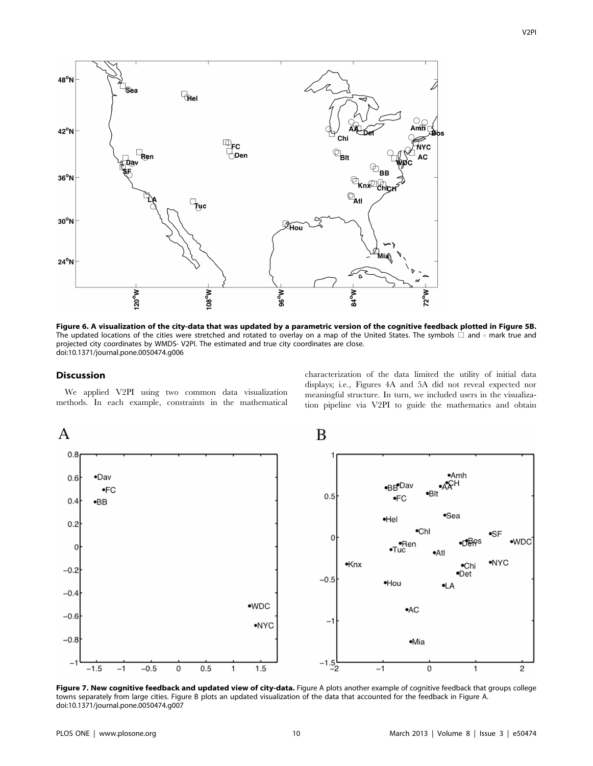48°N
42°N
36°N
30°N
24°N
120°W
108°W
96°W
84°W
72°W
Sea
Hel
Ren
Dav
SF
LA
Tuc
FC
Den
Hou
Chi
AA
Det
Blt
Knx
Atl
BB
ChCH
WDC
Amh
Bos
NYC
AC
Mia

**Figure 6. A visualization of the city-data that was updated by a parametric version of the cognitive feedback plotted in Figure 5B.** The updated locations of the cities were stretched and rotated to overlay on a map of the United States. The symbols □ and ◦ mark true and projected city coordinates by WMDS- V2PI. The estimated and true city coordinates are close.
doi:10.1371/journal.pone.0050474.g006

## Discussion

We applied V2PI using two common data visualization methods. In each example, constraints in the mathematical characterization of the data limited the utility of initial data displays; i.e., Figures 4A and 5A did not reveal expected nor meaningful structure. In turn, we included users in the visualization pipeline via V2PI to guide the mathematics and obtain

A

0.8
0.6
0.4
0.2
0
−0.2
−0.4
−0.6
−0.8
−1
−1.5
−1
−0.5
0
0.5
1
1.5
Dav
FC
BB
WDC
NYC

B

1
0.5
0
−0.5
−1
−1.5
−2
−1
0
1
2
Amh
BB
Dav
CH
AA
Blt
FC
Sea
Hel
Chl
SF
Bos
Den
WDC
Ren
Tuc
Atl
Knx
NYC
Chi
Det
Hou
LA
AC
Mia

**Figure 7. New cognitive feedback and updated view of city-data.** Figure A plots another example of cognitive feedback that groups college towns separately from large cities. Figure B plots an updated visualization of the data that accounted for the feedback in Figure A.
doi:10.1371/journal.pone.0050474.g007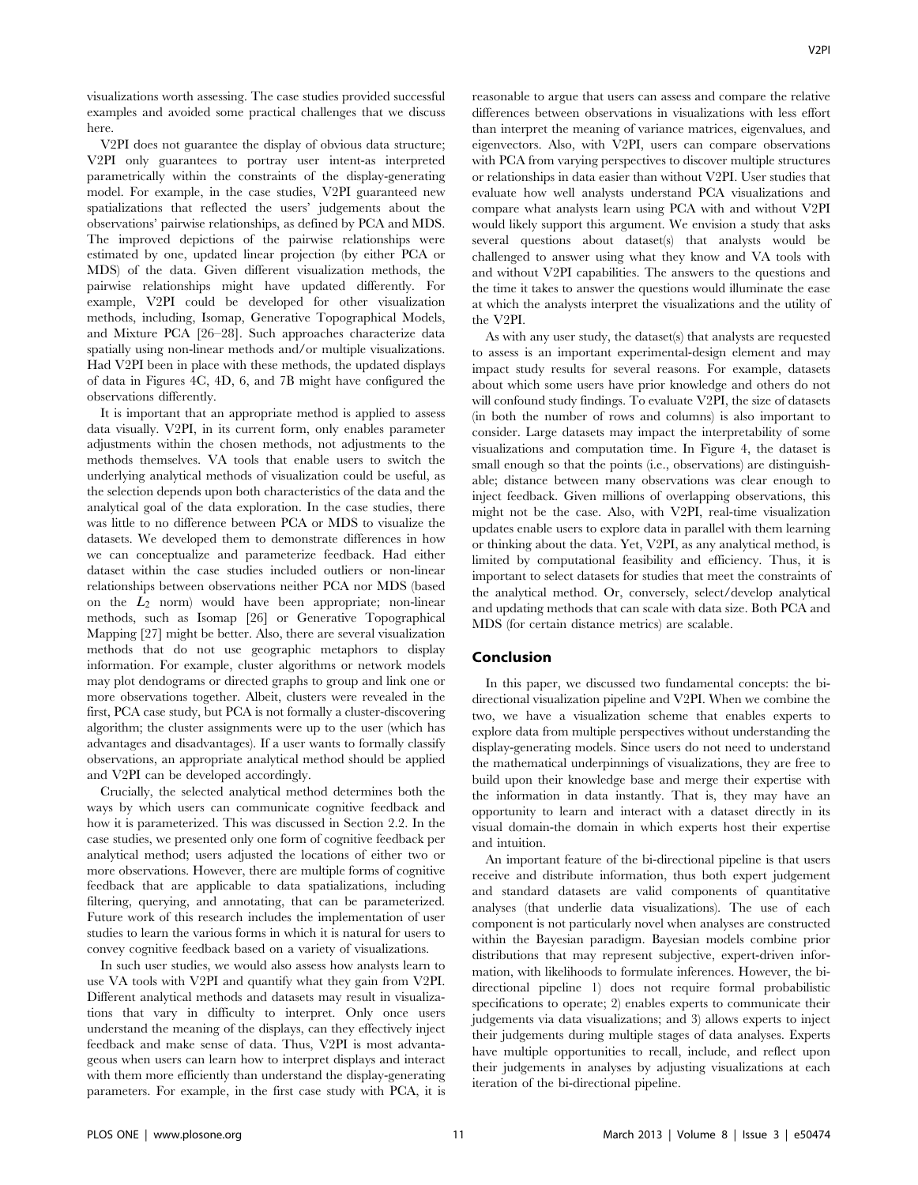visualizations worth assessing. The case studies provided successful examples and avoided some practical challenges that we discuss here.

V2PI does not guarantee the display of obvious data structure; V2PI only guarantees to portray user intent-as interpreted parametrically within the constraints of the display-generating model. For example, in the case studies, V2PI guaranteed new spatializations that reflected the users' judgements about the observations' pairwise relationships, as defined by PCA and MDS. The improved depictions of the pairwise relationships were estimated by one, updated linear projection (by either PCA or MDS) of the data. Given different visualization methods, the pairwise relationships might have updated differently. For example, V2PI could be developed for other visualization methods, including, Isomap, Generative Topographical Models, and Mixture PCA [26–28]. Such approaches characterize data spatially using non-linear methods and/or multiple visualizations. Had V2PI been in place with these methods, the updated displays of data in Figures 4C, 4D, 6, and 7B might have configured the observations differently.

It is important that an appropriate method is applied to assess data visually. V2PI, in its current form, only enables parameter adjustments within the chosen methods, not adjustments to the methods themselves. VA tools that enable users to switch the underlying analytical methods of visualization could be useful, as the selection depends upon both characteristics of the data and the analytical goal of the data exploration. In the case studies, there was little to no difference between PCA or MDS to visualize the datasets. We developed them to demonstrate differences in how we can conceptualize and parameterize feedback. Had either dataset within the case studies included outliers or non-linear relationships between observations neither PCA nor MDS (based on the $L_2$ norm) would have been appropriate; non-linear methods, such as Isomap [26] or Generative Topographical Mapping [27] might be better. Also, there are several visualization methods that do not use geographic metaphors to display information. For example, cluster algorithms or network models may plot dendograms or directed graphs to group and link one or more observations together. Albeit, clusters were revealed in the first, PCA case study, but PCA is not formally a cluster-discovering algorithm; the cluster assignments were up to the user (which has advantages and disadvantages). If a user wants to formally classify observations, an appropriate analytical method should be applied and V2PI can be developed accordingly.

Crucially, the selected analytical method determines both the ways by which users can communicate cognitive feedback and how it is parameterized. This was discussed in Section 2.2. In the case studies, we presented only one form of cognitive feedback per analytical method; users adjusted the locations of either two or more observations. However, there are multiple forms of cognitive feedback that are applicable to data spatializations, including filtering, querying, and annotating, that can be parameterized. Future work of this research includes the implementation of user studies to learn the various forms in which it is natural for users to convey cognitive feedback based on a variety of visualizations.

In such user studies, we would also assess how analysts learn to use VA tools with V2PI and quantify what they gain from V2PI. Different analytical methods and datasets may result in visualizations that vary in difficulty to interpret. Only once users understand the meaning of the displays, can they effectively inject feedback and make sense of data. Thus, V2PI is most advantageous when users can learn how to interpret displays and interact with them more efficiently than understand the display-generating parameters. For example, in the first case study with PCA, it is reasonable to argue that users can assess and compare the relative differences between observations in visualizations with less effort than interpret the meaning of variance matrices, eigenvalues, and eigenvectors. Also, with V2PI, users can compare observations with PCA from varying perspectives to discover multiple structures or relationships in data easier than without V2PI. User studies that evaluate how well analysts understand PCA visualizations and compare what analysts learn using PCA with and without V2PI would likely support this argument. We envision a study that asks several questions about dataset(s) that analysts would be challenged to answer using what they know and VA tools with and without V2PI capabilities. The answers to the questions and the time it takes to answer the questions would illuminate the ease at which the analysts interpret the visualizations and the utility of the V2PI.

As with any user study, the dataset(s) that analysts are requested to assess is an important experimental-design element and may impact study results for several reasons. For example, datasets about which some users have prior knowledge and others do not will confound study findings. To evaluate V2PI, the size of datasets (in both the number of rows and columns) is also important to consider. Large datasets may impact the interpretability of some visualizations and computation time. In Figure 4, the dataset is small enough so that the points (i.e., observations) are distinguishable; distance between many observations was clear enough to inject feedback. Given millions of overlapping observations, this might not be the case. Also, with V2PI, real-time visualization updates enable users to explore data in parallel with them learning or thinking about the data. Yet, V2PI, as any analytical method, is limited by computational feasibility and efficiency. Thus, it is important to select datasets for studies that meet the constraints of the analytical method. Or, conversely, select/develop analytical and updating methods that can scale with data size. Both PCA and MDS (for certain distance metrics) are scalable.

## Conclusion

In this paper, we discussed two fundamental concepts: the bi-directional visualization pipeline and V2PI. When we combine the two, we have a visualization scheme that enables experts to explore data from multiple perspectives without understanding the display-generating models. Since users do not need to understand the mathematical underpinnings of visualizations, they are free to build upon their knowledge base and merge their expertise with the information in data instantly. That is, they may have an opportunity to learn and interact with a dataset directly in its visual domain-the domain in which experts host their expertise and intuition.

An important feature of the bi-directional pipeline is that users receive and distribute information, thus both expert judgement and standard datasets are valid components of quantitative analyses (that underlie data visualizations). The use of each component is not particularly novel when analyses are constructed within the Bayesian paradigm. Bayesian models combine prior distributions that may represent subjective, expert-driven information, with likelihoods to formulate inferences. However, the bi-directional pipeline 1) does not require formal probabilistic specifications to operate; 2) enables experts to communicate their judgements via data visualizations; and 3) allows experts to inject their judgements during multiple stages of data analyses. Experts have multiple opportunities to recall, include, and reflect upon their judgements in analyses by adjusting visualizations at each iteration of the bi-directional pipeline.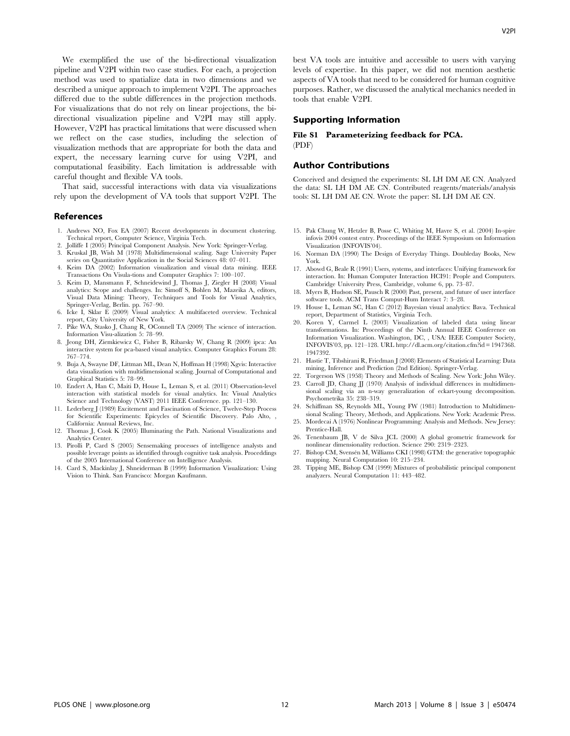We exemplified the use of the bi-directional visualization pipeline and V2PI within two case studies. For each, a projection method was used to spatialize data in two dimensions and we described a unique approach to implement V2PI. The approaches differed due to the subtle differences in the projection methods. For visualizations that do not rely on linear projections, the bi-directional visualization pipeline and V2PI may still apply. However, V2PI has practical limitations that were discussed when we reflect on the case studies, including the selection of visualization methods that are appropriate for both the data and expert, the necessary learning curve for using V2PI, and computational feasibility. Each limitation is addressable with careful thought and flexible VA tools.

That said, successful interactions with data via visualizations rely upon the development of VA tools that support V2PI. The best VA tools are intuitive and accessible to users with varying levels of expertise. In this paper, we did not mention aesthetic aspects of VA tools that need to be considered for human cognitive purposes. Rather, we discussed the analytical mechanics needed in tools that enable V2PI.

## Supporting Information

**File S1 Parameterizing feedback for PCA.**
(PDF)

## Author Contributions

Conceived and designed the experiments: SL LH DM AE CN. Analyzed the data: SL LH DM AE CN. Contributed reagents/materials/analysis tools: SL LH DM AE CN. Wrote the paper: SL LH DM AE CN.

## References

1. Andrews NO, Fox EA (2007) Recent developments in document clustering. Technical report, Computer Science, Virginia Tech.
2. Jolliffe I (2005) Principal Component Analysis. New York: Springer-Verlag.
3. Kruskal JB, Wish M (1978) Multidimensional scaling. Sage University Paper series on Quantitative Application in the Social Sciences 48: 07–011.
4. Keim DA (2002) Information visualization and visual data mining. IEEE Transactions On Visula-tions and Computer Graphics 7: 100–107.
5. Keim D, Mansmann F, Schneidewind J, Thomas J, Ziegler H (2008) Visual analytics: Scope and challenges. In: Simoff S, Bohlen M, Mazeika A, editors, Visual Data Mining: Theory, Techniques and Tools for Visual Analytics, Springer-Verlag, Berlin. pp. 767–90.
6. Icke I, Sklar E (2009) Visual analytics: A multifaceted overview. Technical report, City University of New York.
7. Pike WA, Stasko J, Chang R, OConnell TA (2009) The science of interaction. Information Visu-alization 5: 78–99.
8. Jeong DH, Ziemkiewicz C, Fisher B, Ribarsky W, Chang R (2009) ipca: An interactive system for pca-based visual analytics. Computer Graphics Forum 28: 767–774.
9. Buja A, Swayne DF, Littman ML, Dean N, Hoffman H (1998) Xgvis: Interactive data visualization with multidimensional scaling. Journal of Computational and Graphical Statistics 5: 78–99.
10. Endert A, Han C, Maiti D, House L, Leman S, et al. (2011) Observation-level interaction with statistical models for visual analytics. In: Visual Analytics Science and Technology (VAST) 2011 IEEE Conference. pp. 121–130.
11. Lederberg J (1989) Excitement and Fascination of Science, Twelve-Step Process for Scientific Experiments: Epicycles of Scientific Discovery. Palo Alto, , California: Annual Reviews, Inc.
12. Thomas J, Cook K (2005) Illuminating the Path. National Visualizations and Analytics Center.
13. Pirolli P, Card S (2005) Sensemaking processes of intelligence analysts and possible leverage points as identified through cognitive task analysis. Proceddings of the 2005 International Conference on Intelligence Analysis.
14. Card S, Mackinlay J, Shneiderman B (1999) Information Visualization: Using Vision to Think. San Francisco: Morgan Kaufmann.
15. Pak Chung W, Hetzler B, Posse C, Whiting M, Havre S, et al. (2004) In-spire infovis 2004 contest entry. Proceedings of the IEEE Symposium on Information Visualization (INFOVIS'04).
16. Norman DA (1990) The Design of Everyday Things. Doubleday Books, New York.
17. Abowd G, Beale R (1991) Users, systems, and interfaces: Unifying framework for interaction. In: Human Computer Interaction HCI91: People and Computers. Cambridge University Press, Cambridge, volume 6, pp. 73–87.
18. Myers B, Hudson SE, Pausch R (2000) Past, present, and future of user interface software tools. ACM Trans Comput-Hum Interact 7: 3–28.
19. House L, Leman SC, Han C (2012) Bayesian visual analytics: Bava. Technical report, Department of Statistics, Virginia Tech.
20. Koren Y, Carmel L (2003) Visualization of labeled data using linear transformations. In: Proceedings of the Ninth Annual IEEE Conference on Information Visualization. Washington, DC, , USA: IEEE Computer Society, INFOVIS'03, pp. 121–128. URL http://dl.acm.org/citation.cfm?id = 1947368. 1947392.
21. Hastie T, Tibshirani R, Friedman J (2008) Elements of Statistical Learning: Data mining, Inference and Prediction (2nd Edition). Springer-Verlag.
22. Torgerson WS (1958) Theory and Methods of Scaling. New York: John Wiley.
23. Carroll JD, Chang JJ (1970) Analysis of individual differences in multidimensional scaling via an n-way generalization of eckart-young decomposition. Psychometrika 35: 238–319.
24. Schiffman SS, Reynolds ML, Young FW (1981) Introduction to Multidimensional Scaling: Theory, Methods, and Applications. New York: Academic Press.
25. Mordecai A (1976) Nonlinear Programming: Analysis and Methods. New Jersey: Prentice-Hall.
26. Tenenbaum JB, V de Silva JCL (2000) A global geometric framework for nonlinear dimensionality reduction. Science 290: 2319–2323.
27. Bishop CM, Svensén M, Williams CKI (1998) GTM: the generative topographic mapping. Neural Computation 10: 215–234.
28. Tipping ME, Bishop CM (1999) Mixtures of probabilistic principal component analyzers. Neural Computation 11: 443–482.